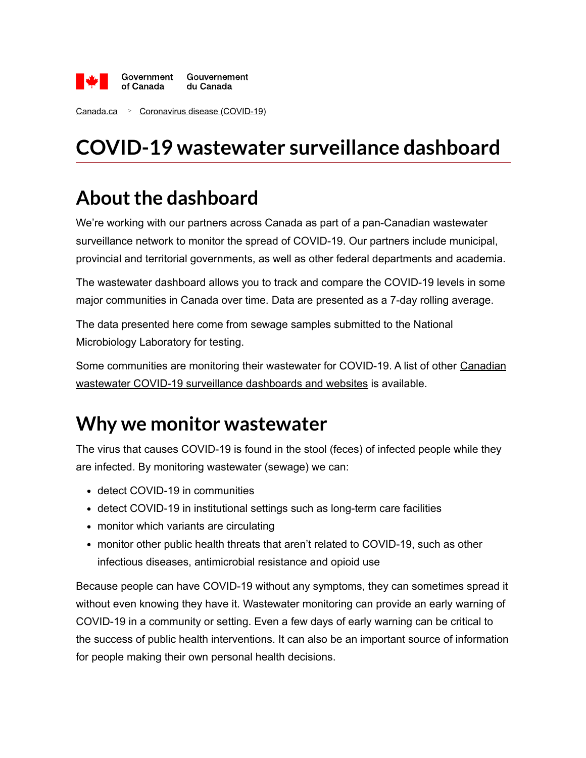Government of Canada Gouvernement du Canada

Canada.ca > Coronavirus disease (COVID-19)

# COVID-19 wastewater surveillance dashboard

## About the dashboard

We're working with our partners across Canada as part of a pan-Canadian wastewater surveillance network to monitor the spread of COVID-19. Our partners include municipal, provincial and territorial governments, as well as other federal departments and academia.

The wastewater dashboard allows you to track and compare the COVID-19 levels in some major communities in Canada over time. Data are presented as a 7-day rolling average.

The data presented here come from sewage samples submitted to the National Microbiology Laboratory for testing.

Some communities are monitoring their wastewater for COVID-19. A list of other Canadian wastewater COVID-19 surveillance dashboards and websites is available.

## Why we monitor wastewater

The virus that causes COVID-19 is found in the stool (feces) of infected people while they are infected. By monitoring wastewater (sewage) we can:

- detect COVID-19 in communities
- detect COVID-19 in institutional settings such as long-term care facilities
- monitor which variants are circulating
- monitor other public health threats that aren't related to COVID-19, such as other infectious diseases, antimicrobial resistance and opioid use

Because people can have COVID-19 without any symptoms, they can sometimes spread it without even knowing they have it. Wastewater monitoring can provide an early warning of COVID-19 in a community or setting. Even a few days of early warning can be critical to the success of public health interventions. It can also be an important source of information for people making their own personal health decisions.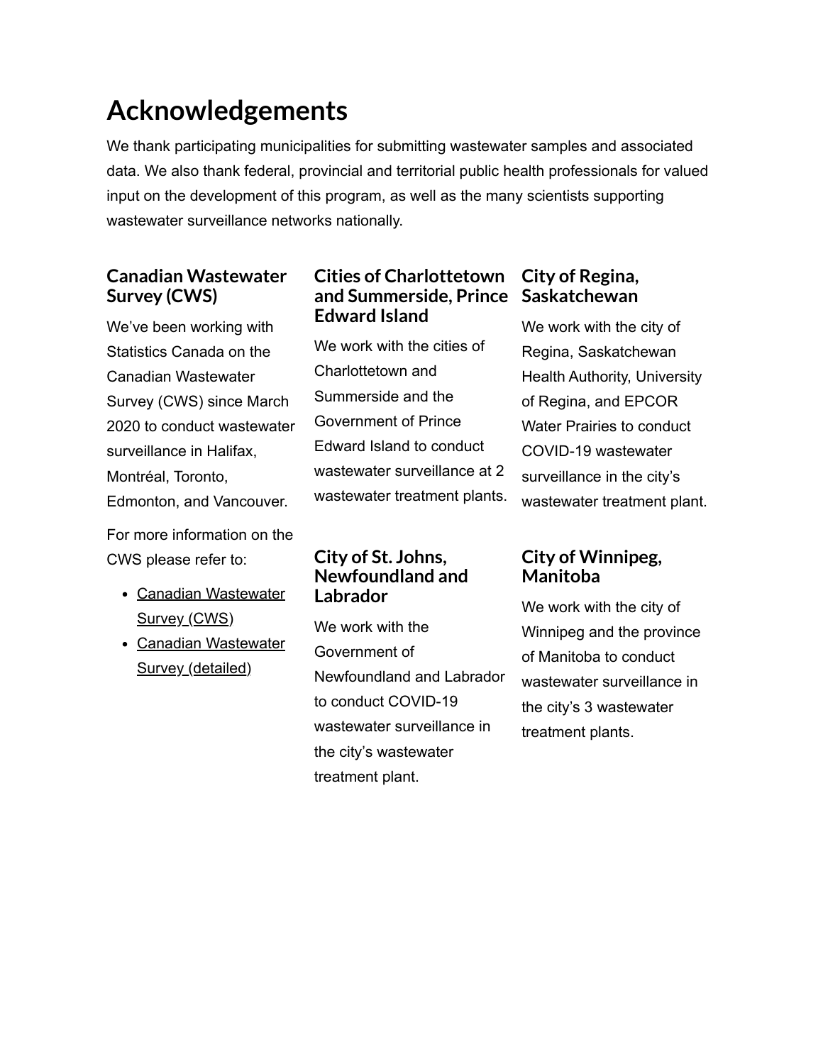# Acknowledgements

We thank participating municipalities for submitting wastewater samples and associated data. We also thank federal, provincial and territorial public health professionals for valued input on the development of this program, as well as the many scientists supporting wastewater surveillance networks nationally.

## Canadian Wastewater Survey (CWS)

We've been working with Statistics Canada on the Canadian Wastewater Survey (CWS) since March 2020 to conduct wastewater surveillance in Halifax, Montréal, Toronto, Edmonton, and Vancouver.

For more information on the CWS please refer to:

- Canadian Wastewater Survey (CWS)
- Canadian Wastewater Survey (detailed)

## Cities of Charlottetown and Summerside, Prince Edward Island

We work with the cities of Charlottetown and Summerside and the Government of Prince Edward Island to conduct wastewater surveillance at 2 wastewater treatment plants.

## City of St. Johns, Newfoundland and Labrador

We work with the Government of Newfoundland and Labrador to conduct COVID-19 wastewater surveillance in the city's wastewater treatment plant.

## City of Regina, Saskatchewan

We work with the city of Regina, Saskatchewan Health Authority, University of Regina, and EPCOR Water Prairies to conduct COVID-19 wastewater surveillance in the city's wastewater treatment plant.

## City of Winnipeg, Manitoba

We work with the city of Winnipeg and the province of Manitoba to conduct wastewater surveillance in the city's 3 wastewater treatment plants.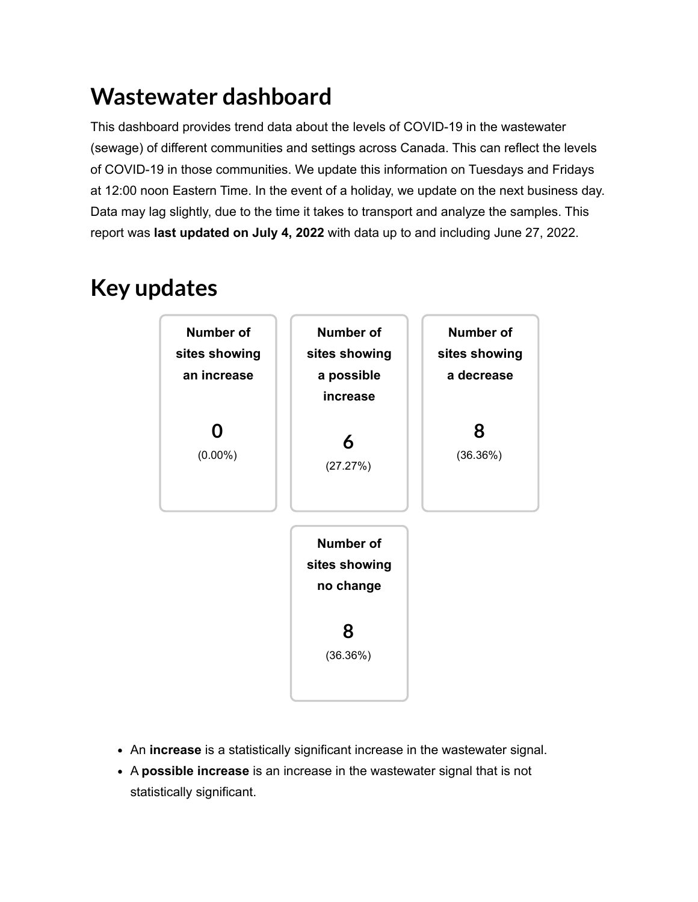# Wastewater dashboard

This dashboard provides trend data about the levels of COVID-19 in the wastewater (sewage) of different communities and settings across Canada. This can reflect the levels of COVID-19 in those communities. We update this information on Tuesdays and Fridays at 12:00 noon Eastern Time. In the event of a holiday, we update on the next business day. Data may lag slightly, due to the time it takes to transport and analyze the samples. This report was **last updated on July 4, 2022** with data up to and including June 27, 2022.

# Key updates

**Number of sites showing an increase**

0
(0.00%)

**Number of sites showing a possible increase**

6
(27.27%)

**Number of sites showing a decrease**

8
(36.36%)

**Number of sites showing no change**

8
(36.36%)

- An **increase** is a statistically significant increase in the wastewater signal.
- A **possible increase** is an increase in the wastewater signal that is not statistically significant.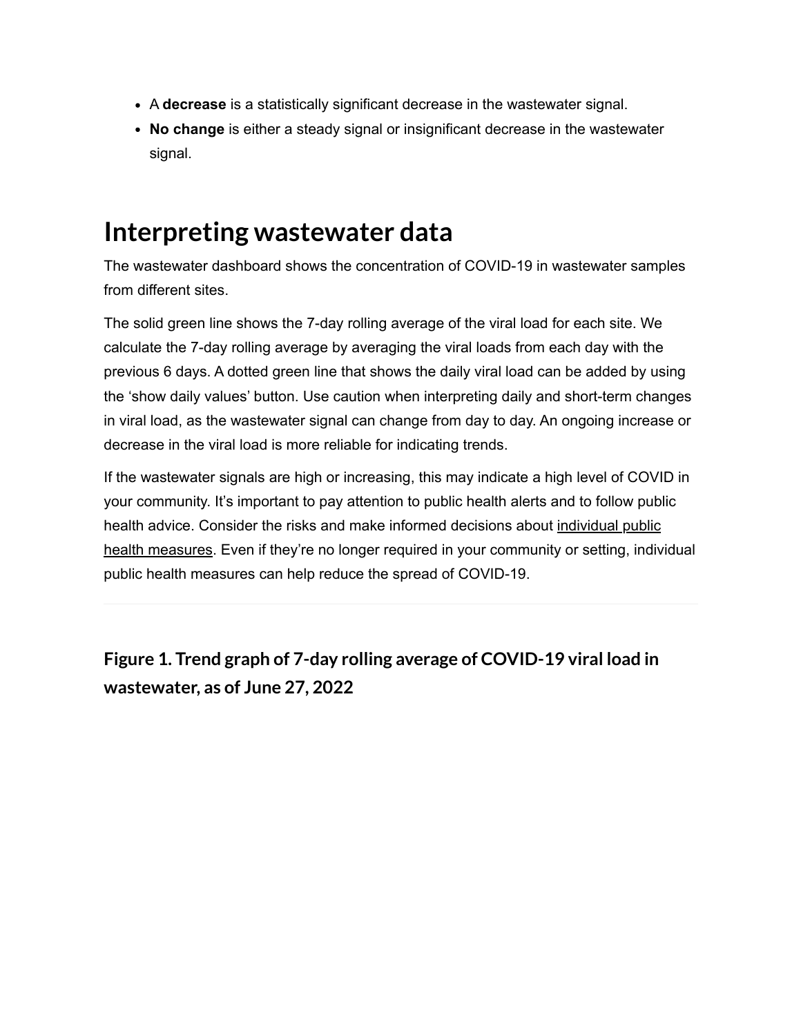- A **decrease** is a statistically significant decrease in the wastewater signal.
- **No change** is either a steady signal or insignificant decrease in the wastewater signal.

# Interpreting wastewater data

The wastewater dashboard shows the concentration of COVID-19 in wastewater samples from different sites.

The solid green line shows the 7-day rolling average of the viral load for each site. We calculate the 7-day rolling average by averaging the viral loads from each day with the previous 6 days. A dotted green line that shows the daily viral load can be added by using the 'show daily values' button. Use caution when interpreting daily and short-term changes in viral load, as the wastewater signal can change from day to day. An ongoing increase or decrease in the viral load is more reliable for indicating trends.

If the wastewater signals are high or increasing, this may indicate a high level of COVID in your community. It's important to pay attention to public health alerts and to follow public health advice. Consider the risks and make informed decisions about individual public health measures. Even if they're no longer required in your community or setting, individual public health measures can help reduce the spread of COVID-19.

---

### Figure 1. Trend graph of 7-day rolling average of COVID-19 viral load in wastewater, as of June 27, 2022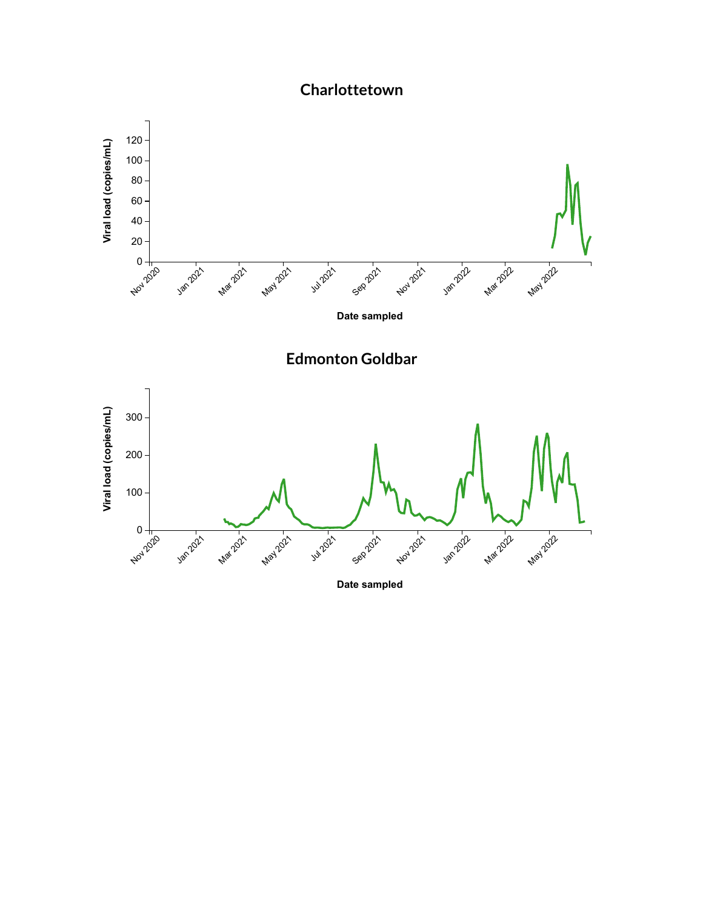## Charlottetown

Viral load (copies/mL)

0
20
40
60
80
100
120

Nov 2020 Jan 2021 Mar 2021 May 2021 Jul 2021 Sep 2021 Nov 2021 Jan 2022 Mar 2022 May 2022

Date sampled

## Edmonton Goldbar

Viral load (copies/mL)

0
100
200
300

Nov 2020 Jan 2021 Mar 2021 May 2021 Jul 2021 Sep 2021 Nov 2021 Jan 2022 Mar 2022 May 2022

Date sampled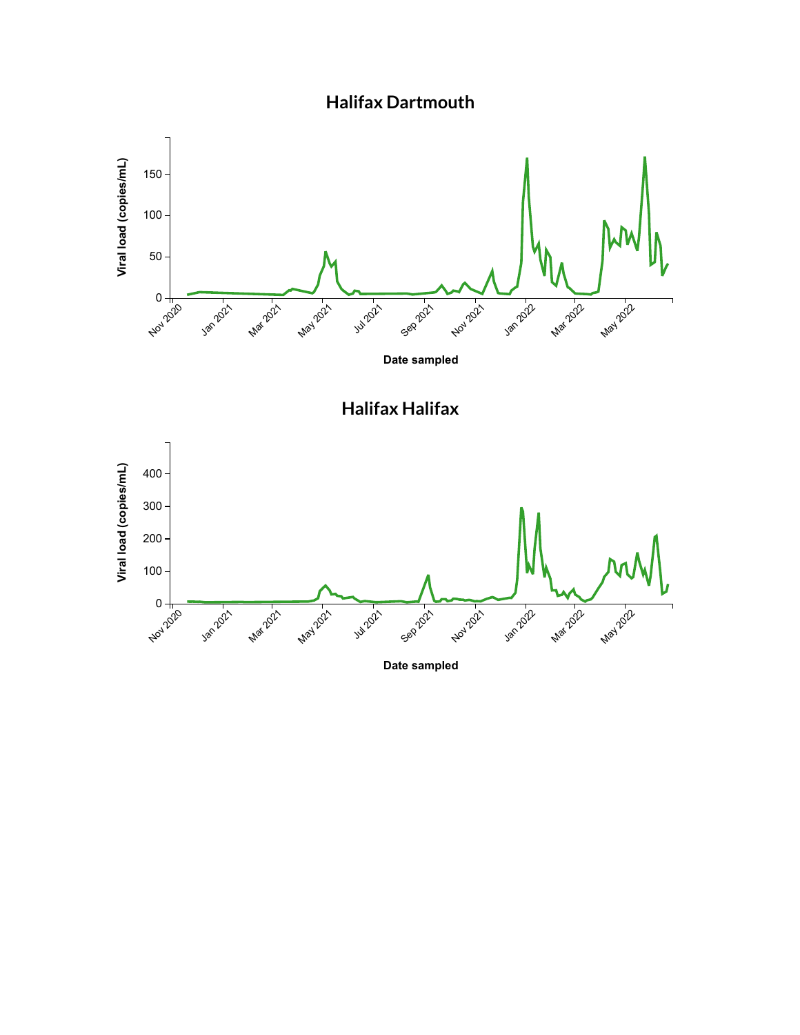## Halifax Dartmouth

Viral load (copies/mL)

Date sampled

## Halifax Halifax

Viral load (copies/mL)

Date sampled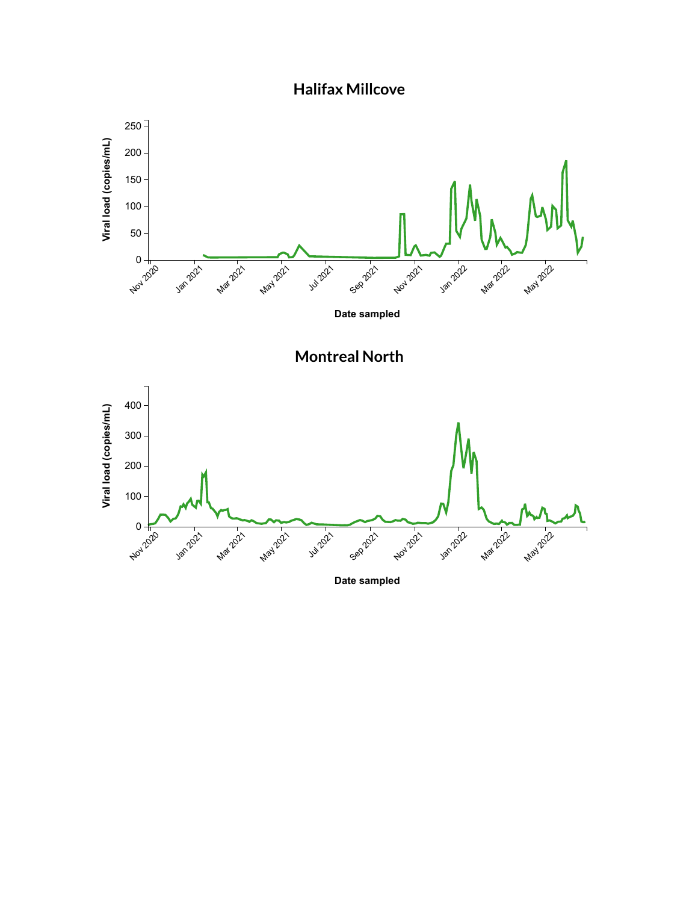## Halifax Millcove

Viral load (copies/mL)

250
200
150
100
50
0

Nov 2020 | Jan 2021 | Mar 2021 | May 2021 | Jul 2021 | Sep 2021 | Nov 2021 | Jan 2022 | Mar 2022 | May 2022

Date sampled

## Montreal North

Viral load (copies/mL)

400
300
200
100
0

Nov 2020 | Jan 2021 | Mar 2021 | May 2021 | Jul 2021 | Sep 2021 | Nov 2021 | Jan 2022 | Mar 2022 | May 2022

Date sampled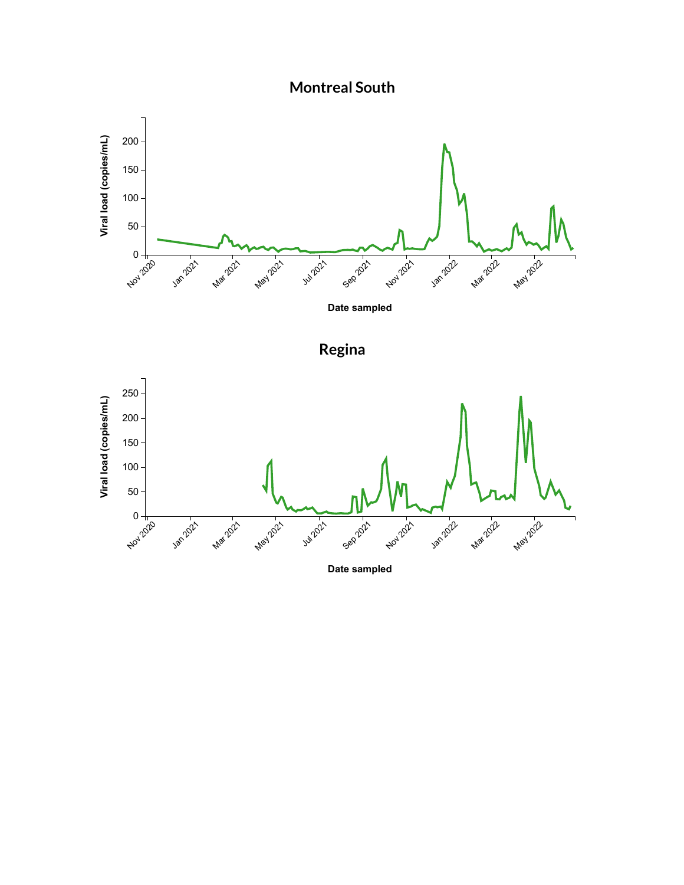## Montreal South

## Regina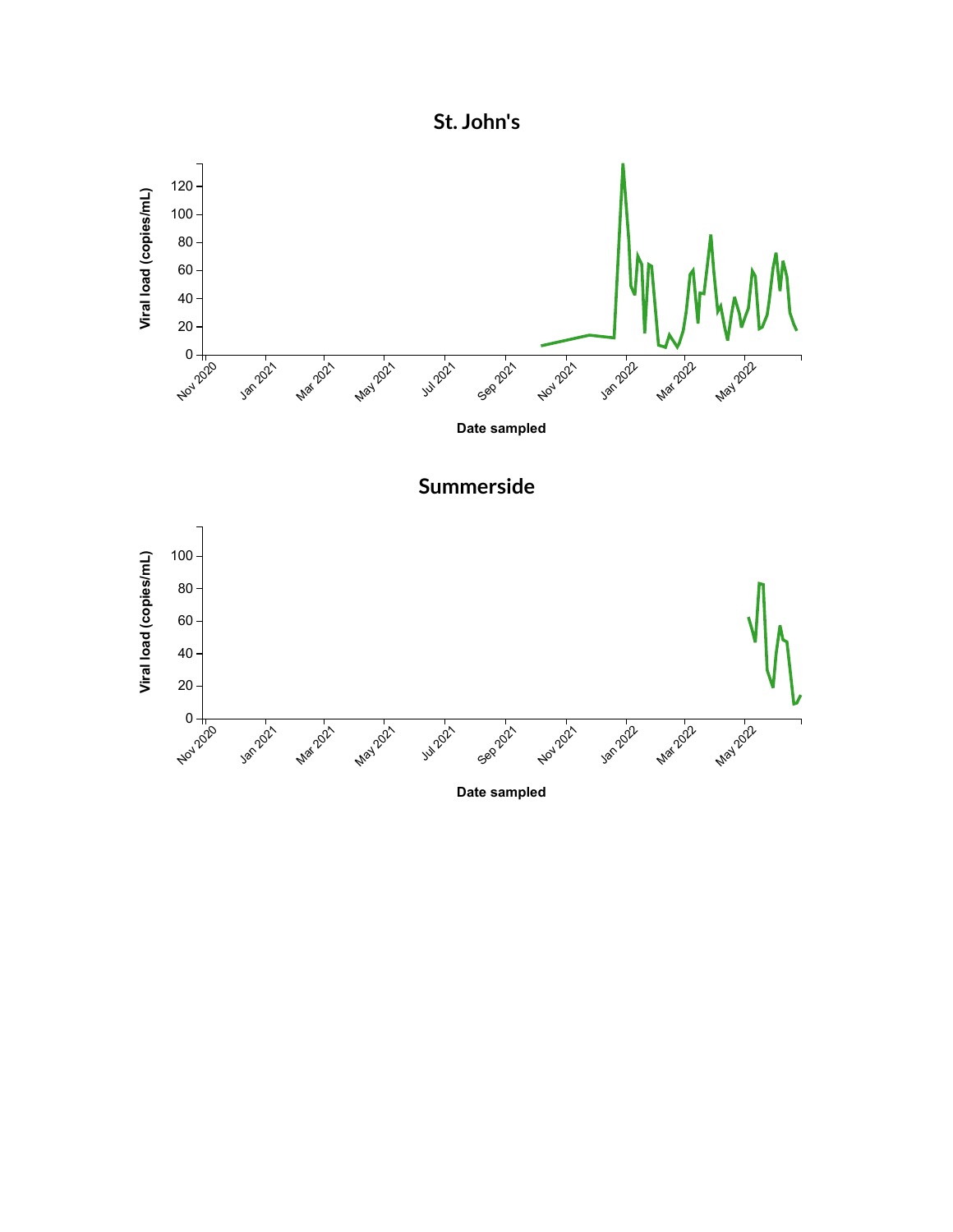## St. John's

Viral load (copies/mL)

Date sampled

## Summerside

Viral load (copies/mL)

Date sampled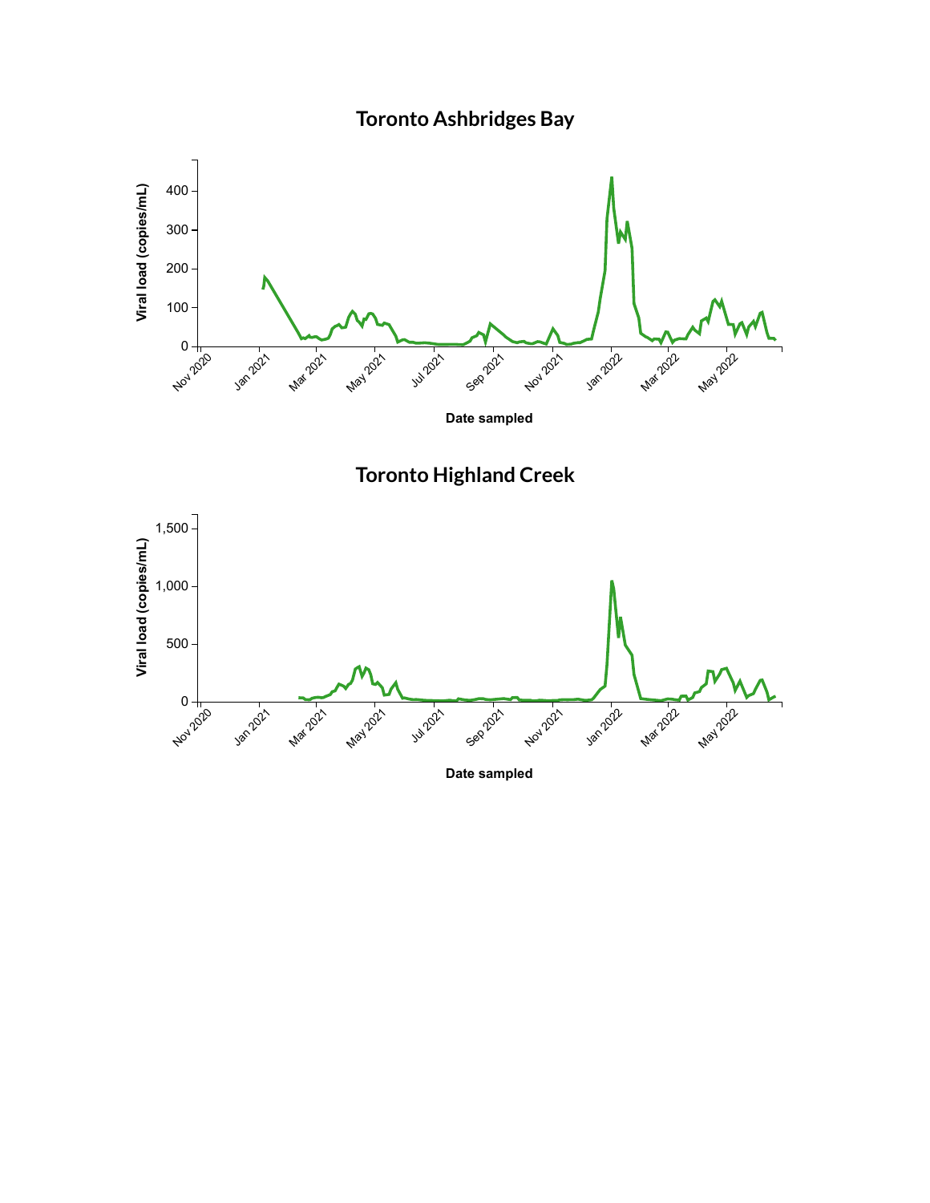## Toronto Ashbridges Bay

Viral load (copies/mL)

0
100
200
300
400

Nov 2020 Jan 2021 Mar 2021 May 2021 Jul 2021 Sep 2021 Nov 2021 Jan 2022 Mar 2022 May 2022

Date sampled

## Toronto Highland Creek

Viral load (copies/mL)

0
500
1,000
1,500

Nov 2020 Jan 2021 Mar 2021 May 2021 Jul 2021 Sep 2021 Nov 2021 Jan 2022 Mar 2022 May 2022

Date sampled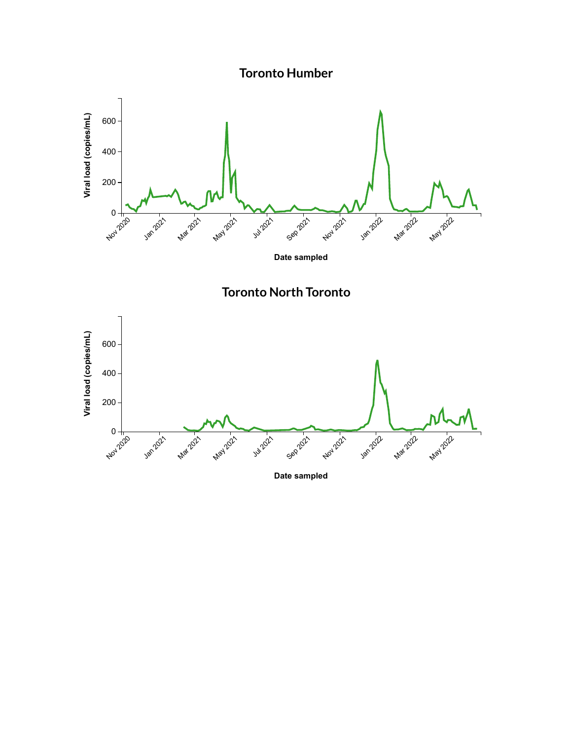## Toronto Humber

Viral load (copies/mL)

0
200
400
600

Nov 2020 Jan 2021 Mar 2021 May 2021 Jul 2021 Sep 2021 Nov 2021 Jan 2022 Mar 2022 May 2022

Date sampled

## Toronto North Toronto

Viral load (copies/mL)

0
200
400
600

Nov 2020 Jan 2021 Mar 2021 May 2021 Jul 2021 Sep 2021 Nov 2021 Jan 2022 Mar 2022 May 2022

Date sampled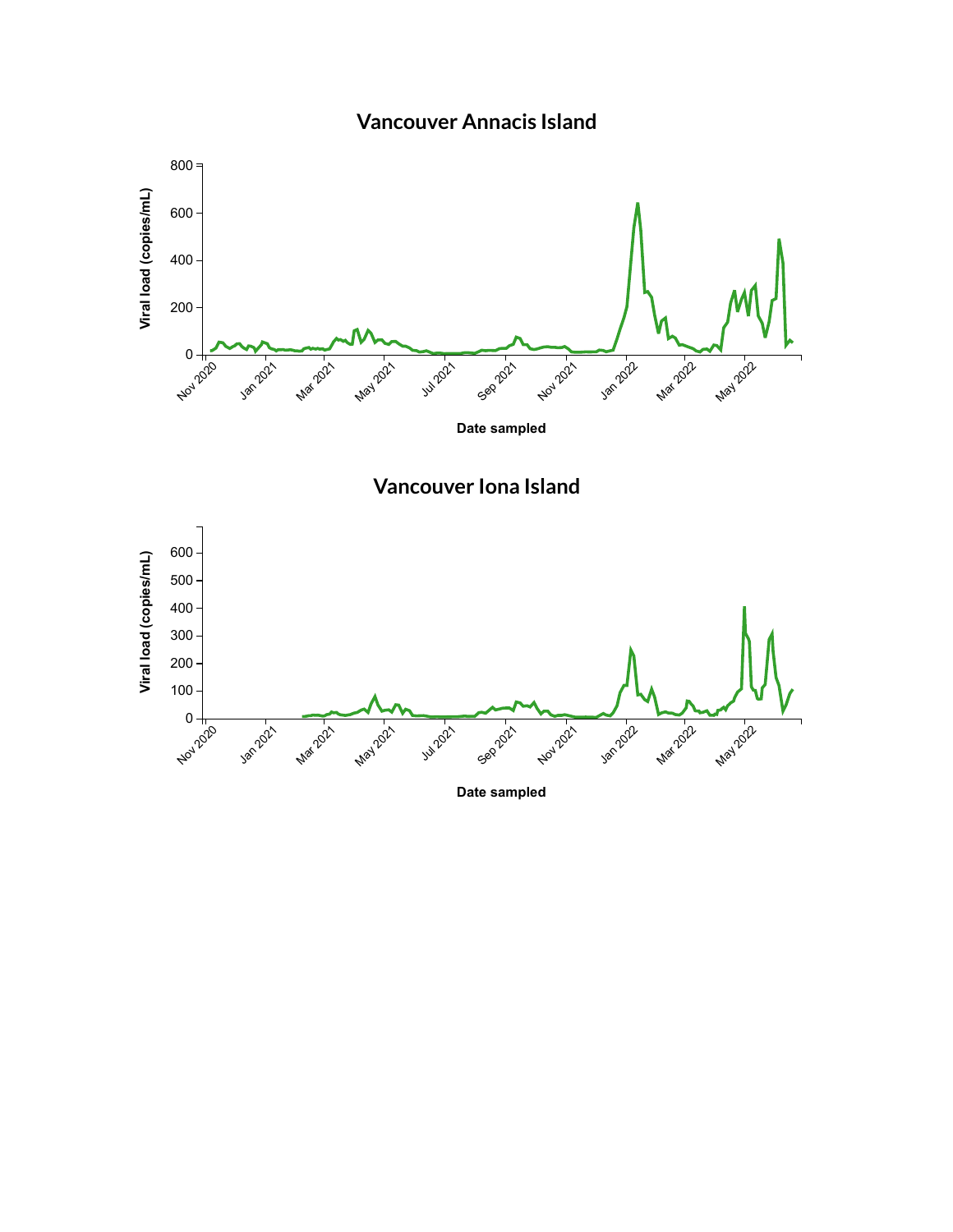## Vancouver Annacis Island

Viral load (copies/mL)

800
600
400
200
0

Nov 2020 Jan 2021 Mar 2021 May 2021 Jul 2021 Sep 2021 Nov 2021 Jan 2022 Mar 2022 May 2022

Date sampled

## Vancouver Iona Island

Viral load (copies/mL)

600
500
400
300
200
100
0

Nov 2020 Jan 2021 Mar 2021 May 2021 Jul 2021 Sep 2021 Nov 2021 Jan 2022 Mar 2022 May 2022

Date sampled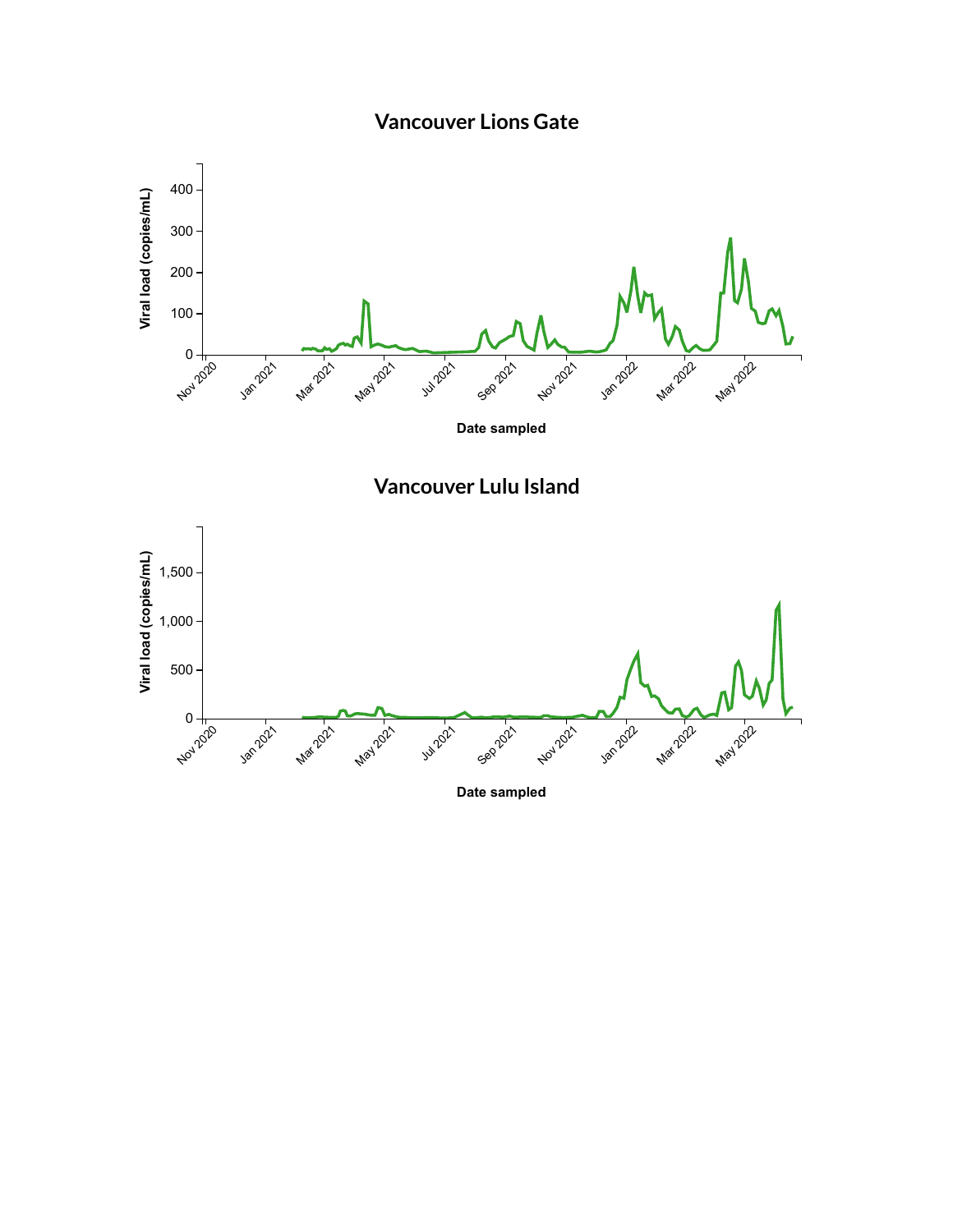## Vancouver Lions Gate

Viral load (copies/mL)

400
300
200
100
0

Nov 2020 | Jan 2021 | Mar 2021 | May 2021 | Jul 2021 | Sep 2021 | Nov 2021 | Jan 2022 | Mar 2022 | May 2022

Date sampled

## Vancouver Lulu Island

Viral load (copies/mL)

1,500
1,000
500
0

Nov 2020 | Jan 2021 | Mar 2021 | May 2021 | Jul 2021 | Sep 2021 | Nov 2021 | Jan 2022 | Mar 2022 | May 2022

Date sampled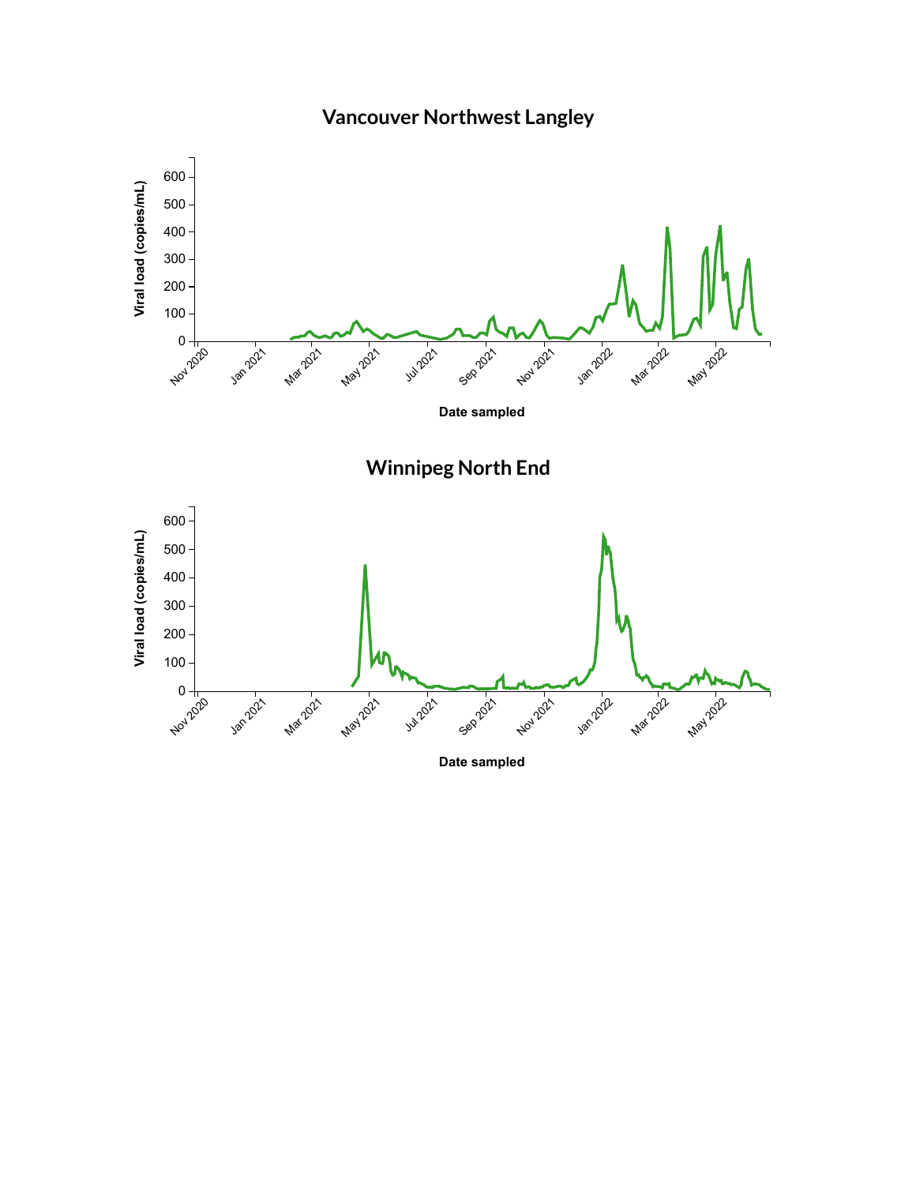## Vancouver Northwest Langley

Viral load (copies/mL)

600
500
400
300
200
100
0

Nov 2020 Jan 2021 Mar 2021 May 2021 Jul 2021 Sep 2021 Nov 2021 Jan 2022 Mar 2022 May 2022

Date sampled

## Winnipeg North End

Viral load (copies/mL)

600
500
400
300
200
100
0

Nov 2020 Jan 2021 Mar 2021 May 2021 Jul 2021 Sep 2021 Nov 2021 Jan 2022 Mar 2022 May 2022

Date sampled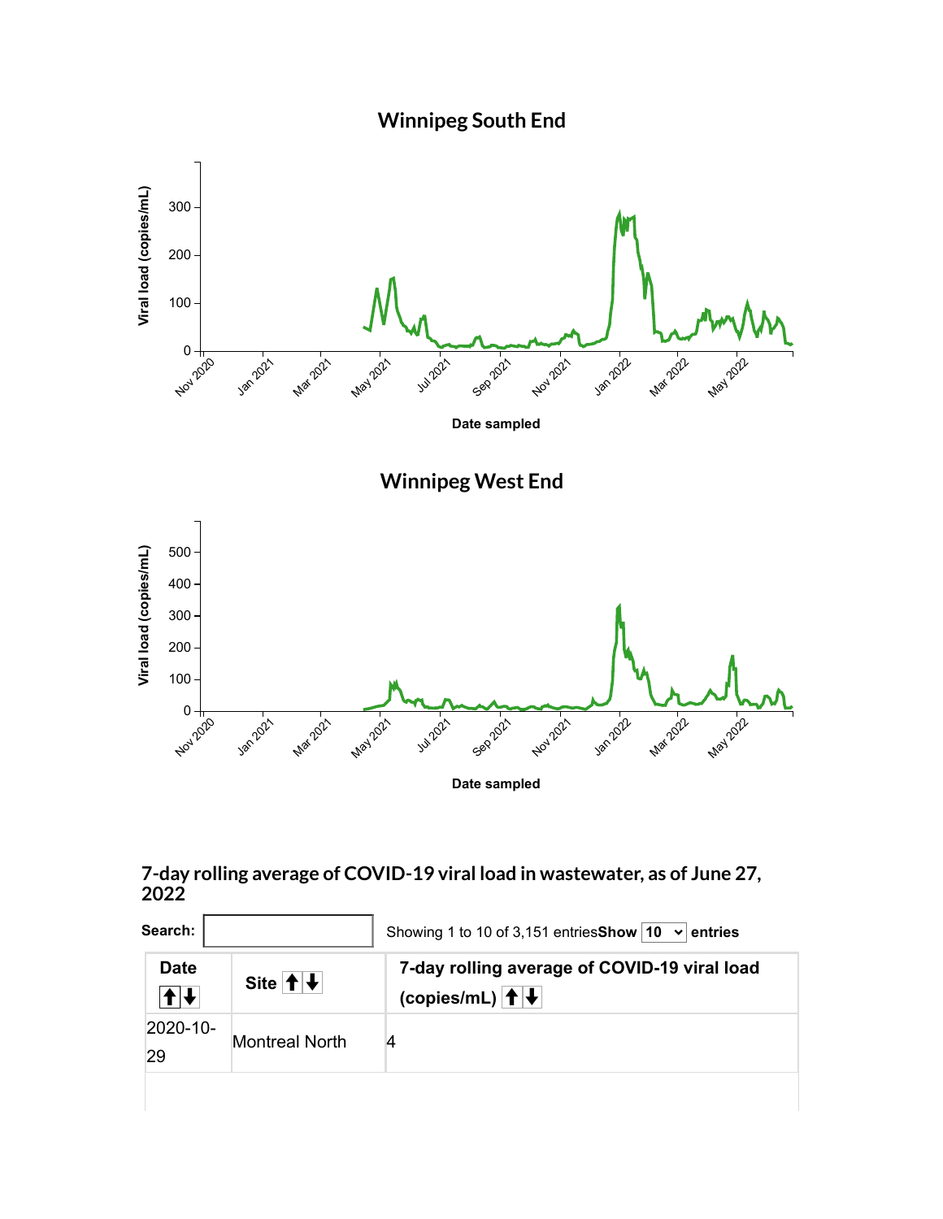## Winnipeg South End

Viral load (copies/mL)

Date sampled

## Winnipeg West End

Viral load (copies/mL)

Date sampled

## 7-day rolling average of COVID-19 viral load in wastewater, as of June 27, 2022

Search: Showing 1 to 10 of 3,151 entries **Show** 10 **entries**

| Date | Site | 7-day rolling average of COVID-19 viral load (copies/mL) |
|---|---|---|
| 2020-10-29 | Montreal North | 4 |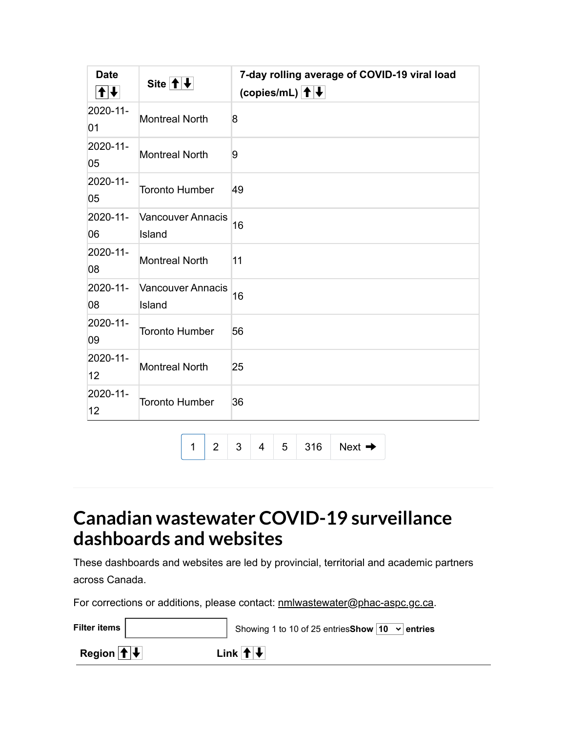| Date ⬆⬇ | Site ⬆⬇ | 7-day rolling average of COVID-19 viral load (copies/mL) ⬆⬇ |
|---|---|---|
| 2020-11-01 | Montreal North | 8 |
| 2020-11-05 | Montreal North | 9 |
| 2020-11-05 | Toronto Humber | 49 |
| 2020-11-06 | Vancouver Annacis Island | 16 |
| 2020-11-08 | Montreal North | 11 |
| 2020-11-08 | Vancouver Annacis Island | 16 |
| 2020-11-09 | Toronto Humber | 56 |
| 2020-11-12 | Montreal North | 25 |
| 2020-11-12 | Toronto Humber | 36 |

1 2 3 4 5 316 Next ➡

## Canadian wastewater COVID-19 surveillance dashboards and websites

These dashboards and websites are led by provincial, territorial and academic partners across Canada.

For corrections or additions, please contact: nmlwastewater@phac-aspc.gc.ca.

**Filter items** Showing 1 to 10 of 25 entries **Show** 10 **entries**

| Region ⬆⬇ | Link ⬆⬇ |
|---|---|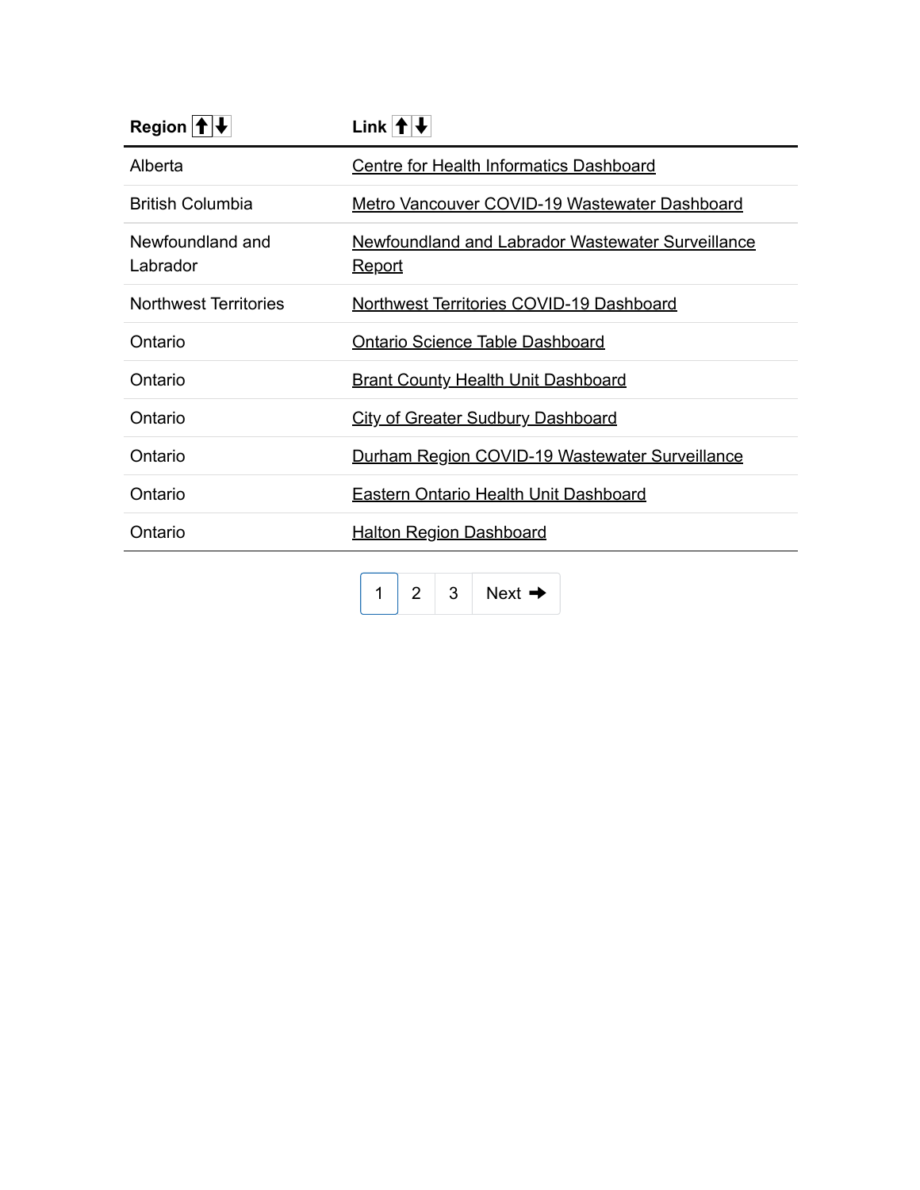| Region | Link |
|---|---|
| Alberta | Centre for Health Informatics Dashboard |
| British Columbia | Metro Vancouver COVID-19 Wastewater Dashboard |
| Newfoundland and Labrador | Newfoundland and Labrador Wastewater Surveillance Report |
| Northwest Territories | Northwest Territories COVID-19 Dashboard |
| Ontario | Ontario Science Table Dashboard |
| Ontario | Brant County Health Unit Dashboard |
| Ontario | City of Greater Sudbury Dashboard |
| Ontario | Durham Region COVID-19 Wastewater Surveillance |
| Ontario | Eastern Ontario Health Unit Dashboard |
| Ontario | Halton Region Dashboard |

1 2 3 Next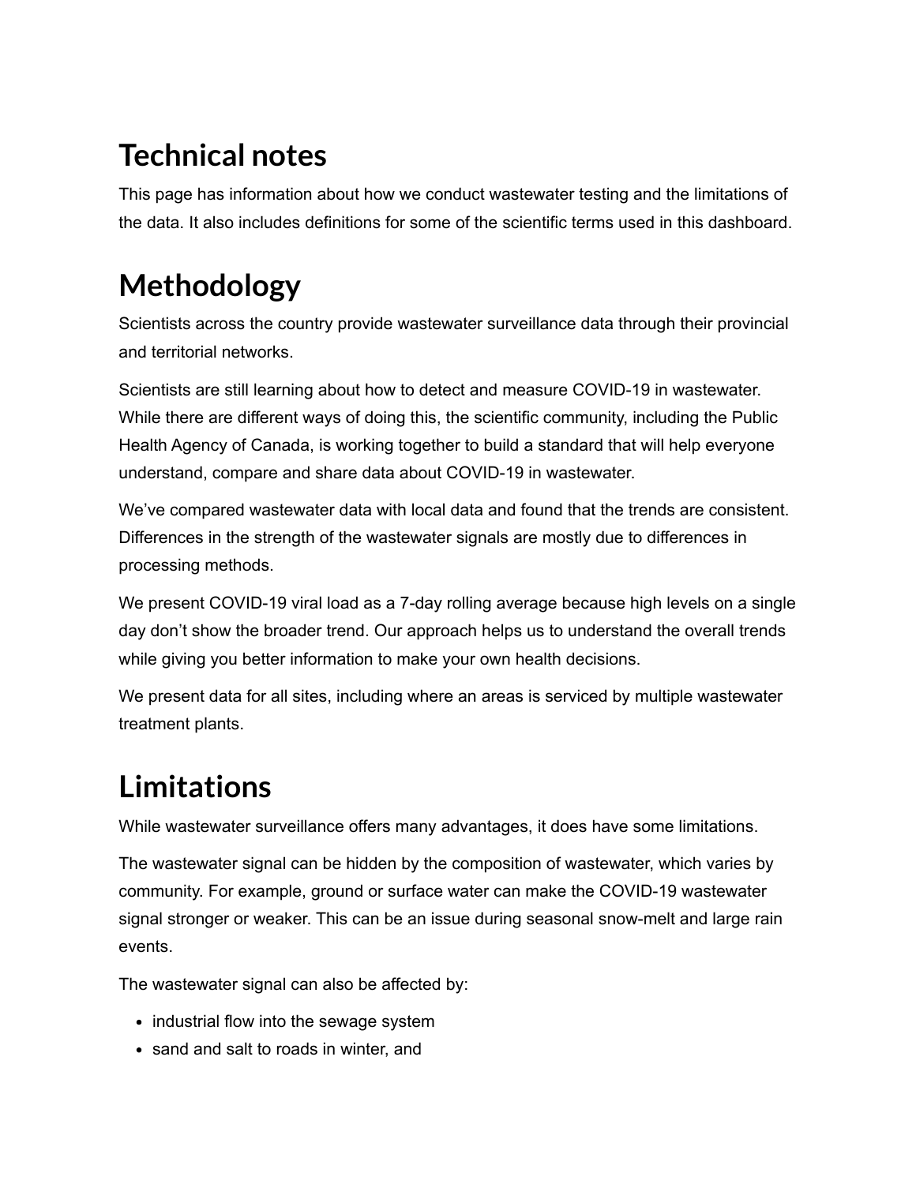# Technical notes

This page has information about how we conduct wastewater testing and the limitations of the data. It also includes definitions for some of the scientific terms used in this dashboard.

# Methodology

Scientists across the country provide wastewater surveillance data through their provincial and territorial networks.

Scientists are still learning about how to detect and measure COVID-19 in wastewater. While there are different ways of doing this, the scientific community, including the Public Health Agency of Canada, is working together to build a standard that will help everyone understand, compare and share data about COVID-19 in wastewater.

We've compared wastewater data with local data and found that the trends are consistent. Differences in the strength of the wastewater signals are mostly due to differences in processing methods.

We present COVID-19 viral load as a 7-day rolling average because high levels on a single day don't show the broader trend. Our approach helps us to understand the overall trends while giving you better information to make your own health decisions.

We present data for all sites, including where an areas is serviced by multiple wastewater treatment plants.

# Limitations

While wastewater surveillance offers many advantages, it does have some limitations.

The wastewater signal can be hidden by the composition of wastewater, which varies by community. For example, ground or surface water can make the COVID-19 wastewater signal stronger or weaker. This can be an issue during seasonal snow-melt and large rain events.

The wastewater signal can also be affected by:

- industrial flow into the sewage system
- sand and salt to roads in winter, and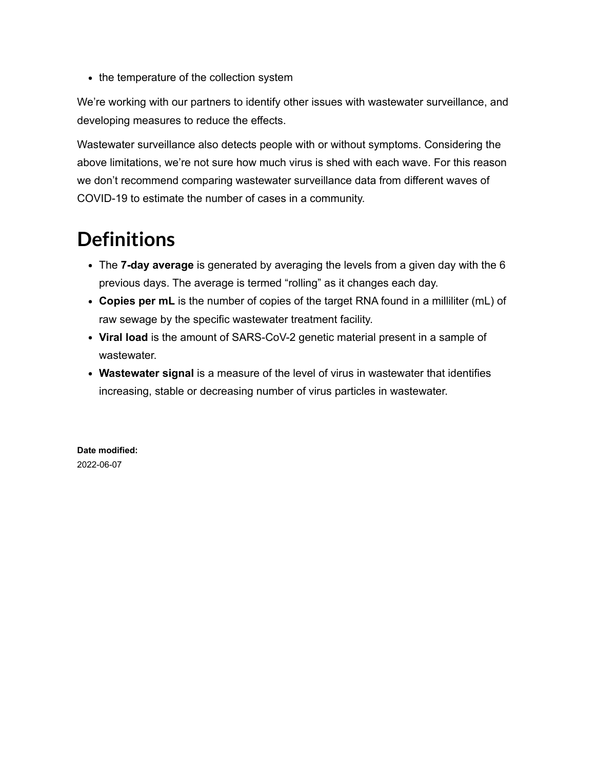- the temperature of the collection system

We're working with our partners to identify other issues with wastewater surveillance, and developing measures to reduce the effects.

Wastewater surveillance also detects people with or without symptoms. Considering the above limitations, we're not sure how much virus is shed with each wave. For this reason we don't recommend comparing wastewater surveillance data from different waves of COVID-19 to estimate the number of cases in a community.

# Definitions

- The **7-day average** is generated by averaging the levels from a given day with the 6 previous days. The average is termed "rolling" as it changes each day.
- **Copies per mL** is the number of copies of the target RNA found in a milliliter (mL) of raw sewage by the specific wastewater treatment facility.
- **Viral load** is the amount of SARS-CoV-2 genetic material present in a sample of wastewater.
- **Wastewater signal** is a measure of the level of virus in wastewater that identifies increasing, stable or decreasing number of virus particles in wastewater.

**Date modified:**
2022-06-07